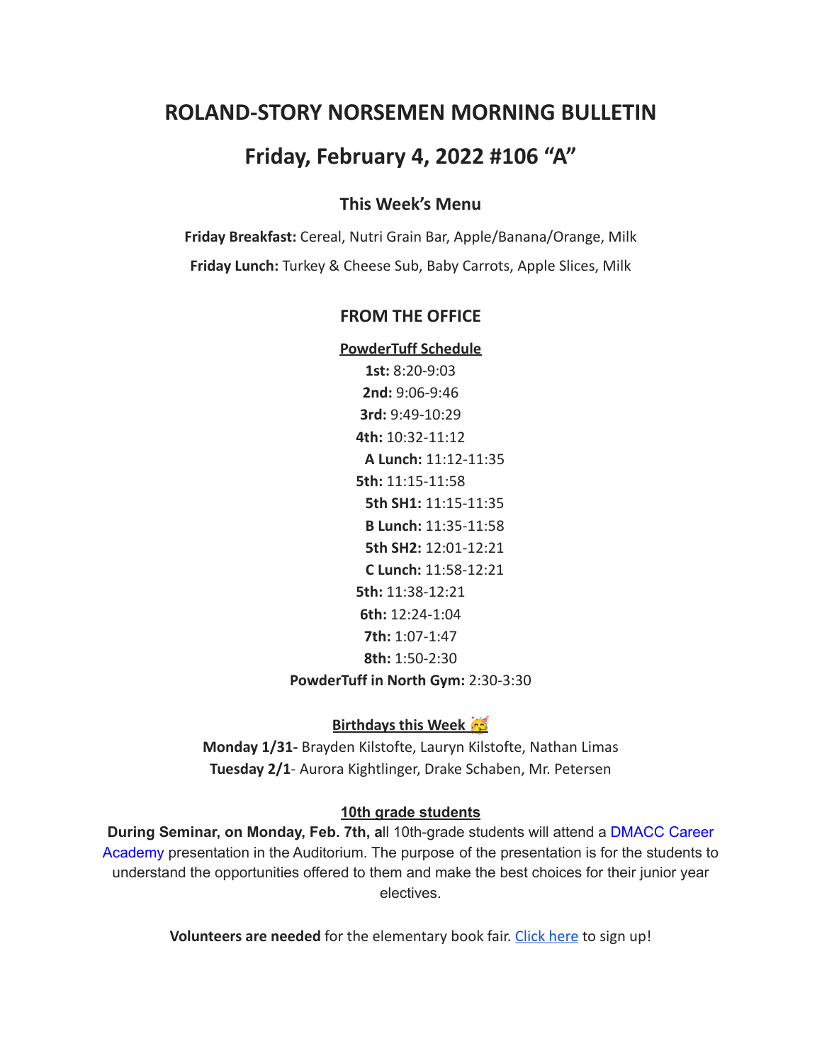# ROLAND-STORY NORSEMEN MORNING BULLETIN

# Friday, February 4, 2022 #106 "A"

### This Week's Menu

**Friday Breakfast:** Cereal, Nutri Grain Bar, Apple/Banana/Orange, Milk

**Friday Lunch:** Turkey & Cheese Sub, Baby Carrots, Apple Slices, Milk

### FROM THE OFFICE

**PowderTuff Schedule**

**1st:** 8:20-9:03
**2nd:** 9:06-9:46
**3rd:** 9:49-10:29
**4th:** 10:32-11:12
**A Lunch:** 11:12-11:35
**5th:** 11:15-11:58
**5th SH1:** 11:15-11:35
**B Lunch:** 11:35-11:58
**5th SH2:** 12:01-12:21
**C Lunch:** 11:58-12:21
**5th:** 11:38-12:21
**6th:** 12:24-1:04
**7th:** 1:07-1:47
**8th:** 1:50-2:30
**PowderTuff in North Gym:** 2:30-3:30

**Birthdays this Week 🥳**

**Monday 1/31-** Brayden Kilstofte, Lauryn Kilstofte, Nathan Limas
**Tuesday 2/1**- Aurora Kightlinger, Drake Schaben, Mr. Petersen

**10th grade students**

**During Seminar, on Monday, Feb. 7th, a**ll 10th-grade students will attend a DMACC Career Academy presentation in the Auditorium. The purpose of the presentation is for the students to understand the opportunities offered to them and make the best choices for their junior year electives.

**Volunteers are needed** for the elementary book fair. Click here to sign up!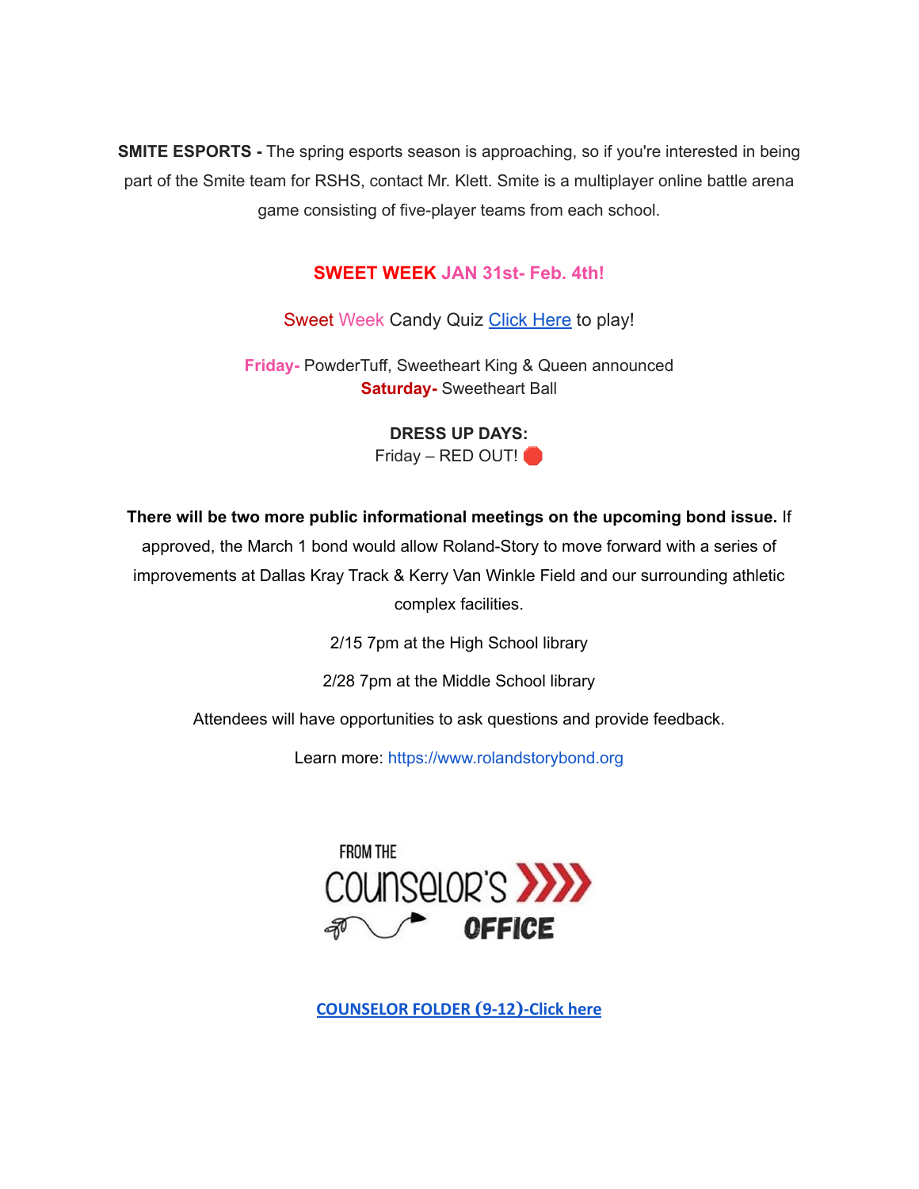**SMITE ESPORTS -** The spring esports season is approaching, so if you're interested in being part of the Smite team for RSHS, contact Mr. Klett. Smite is a multiplayer online battle arena game consisting of five-player teams from each school.

**SWEET WEEK JAN 31st- Feb. 4th!**

Sweet Week Candy Quiz [Click Here](#) to play!

**Friday-** PowderTuff, Sweetheart King & Queen announced
**Saturday-** Sweetheart Ball

**DRESS UP DAYS:**
Friday – RED OUT! 🛑

**There will be two more public informational meetings on the upcoming bond issue.** If approved, the March 1 bond would allow Roland-Story to move forward with a series of improvements at Dallas Kray Track & Kerry Van Winkle Field and our surrounding athletic complex facilities.

2/15 7pm at the High School library

2/28 7pm at the Middle School library

Attendees will have opportunities to ask questions and provide feedback.

Learn more: https://www.rolandstorybond.org

FROM THE COUNSELOR'S OFFICE

**[COUNSELOR FOLDER (9-12)-Click here](#)**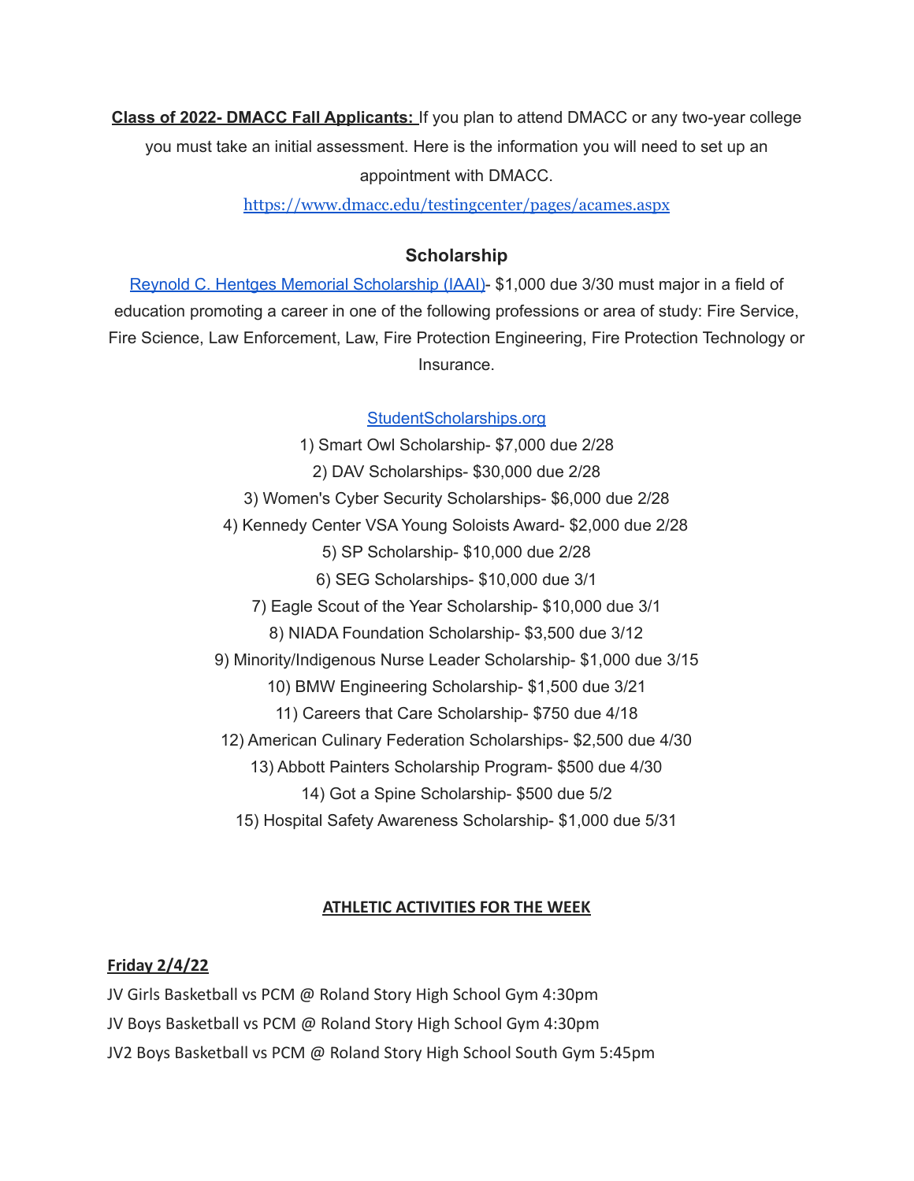**Class of 2022- DMACC Fall Applicants:** If you plan to attend DMACC or any two-year college you must take an initial assessment. Here is the information you will need to set up an appointment with DMACC.

https://www.dmacc.edu/testingcenter/pages/acames.aspx

### Scholarship

Reynold C. Hentges Memorial Scholarship (IAAI)- $1,000 due 3/30 must major in a field of education promoting a career in one of the following professions or area of study: Fire Service, Fire Science, Law Enforcement, Law, Fire Protection Engineering, Fire Protection Technology or Insurance.

StudentScholarships.org

1) Smart Owl Scholarship- $7,000 due 2/28
2) DAV Scholarships- $30,000 due 2/28
3) Women's Cyber Security Scholarships- $6,000 due 2/28
4) Kennedy Center VSA Young Soloists Award- $2,000 due 2/28
5) SP Scholarship- $10,000 due 2/28
6) SEG Scholarships- $10,000 due 3/1
7) Eagle Scout of the Year Scholarship- $10,000 due 3/1
8) NIADA Foundation Scholarship- $3,500 due 3/12
9) Minority/Indigenous Nurse Leader Scholarship- $1,000 due 3/15
10) BMW Engineering Scholarship- $1,500 due 3/21
11) Careers that Care Scholarship- $750 due 4/18
12) American Culinary Federation Scholarships- $2,500 due 4/30
13) Abbott Painters Scholarship Program- $500 due 4/30
14) Got a Spine Scholarship- $500 due 5/2
15) Hospital Safety Awareness Scholarship- $1,000 due 5/31

**ATHLETIC ACTIVITIES FOR THE WEEK**

**Friday 2/4/22**

JV Girls Basketball vs PCM @ Roland Story High School Gym 4:30pm

JV Boys Basketball vs PCM @ Roland Story High School Gym 4:30pm

JV2 Boys Basketball vs PCM @ Roland Story High School South Gym 5:45pm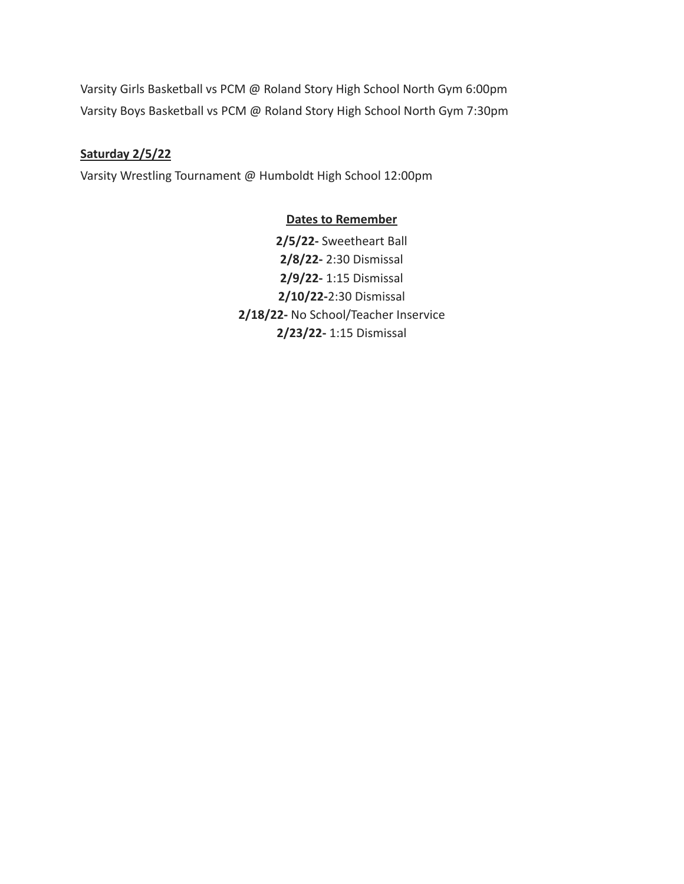Varsity Girls Basketball vs PCM @ Roland Story High School North Gym 6:00pm
Varsity Boys Basketball vs PCM @ Roland Story High School North Gym 7:30pm

**Saturday 2/5/22**

Varsity Wrestling Tournament @ Humboldt High School 12:00pm

**Dates to Remember**

**2/5/22-** Sweetheart Ball
**2/8/22-** 2:30 Dismissal
**2/9/22-** 1:15 Dismissal
**2/10/22-**2:30 Dismissal
**2/18/22-** No School/Teacher Inservice
**2/23/22-** 1:15 Dismissal